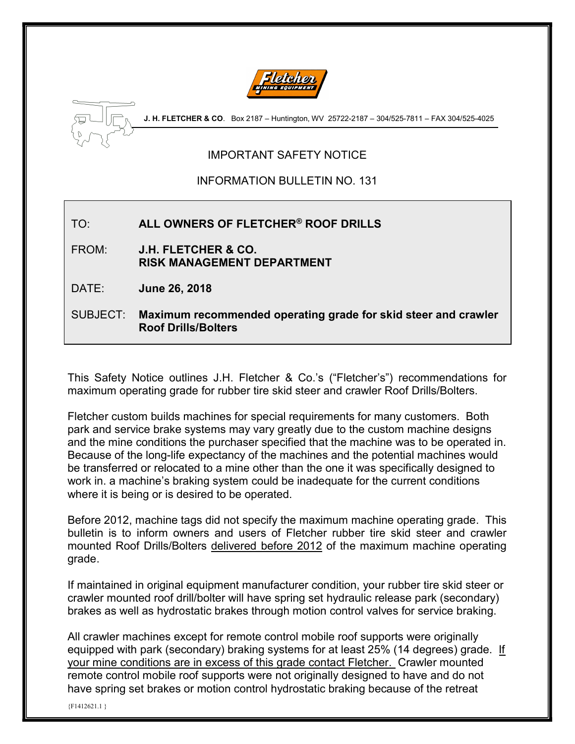**J. H. FLETCHER & CO**. Box 2187 – Huntington, WV 25722-2187 – 304/525-7811 – FAX 304/525-4025

IMPORTANT SAFETY NOTICE

INFORMATION BULLETIN NO. 131

| | |
|---|---|
| TO: | **ALL OWNERS OF FLETCHER® ROOF DRILLS** |
| FROM: | **J.H. FLETCHER & CO.** **RISK MANAGEMENT DEPARTMENT** |
| DATE: | **June 26, 2018** |
| SUBJECT: | **Maximum recommended operating grade for skid steer and crawler Roof Drills/Bolters** |

This Safety Notice outlines J.H. Fletcher & Co.'s ("Fletcher's") recommendations for maximum operating grade for rubber tire skid steer and crawler Roof Drills/Bolters.

Fletcher custom builds machines for special requirements for many customers. Both park and service brake systems may vary greatly due to the custom machine designs and the mine conditions the purchaser specified that the machine was to be operated in. Because of the long-life expectancy of the machines and the potential machines would be transferred or relocated to a mine other than the one it was specifically designed to work in. a machine's braking system could be inadequate for the current conditions where it is being or is desired to be operated.

Before 2012, machine tags did not specify the maximum machine operating grade. This bulletin is to inform owners and users of Fletcher rubber tire skid steer and crawler mounted Roof Drills/Bolters delivered before 2012 of the maximum machine operating grade.

If maintained in original equipment manufacturer condition, your rubber tire skid steer or crawler mounted roof drill/bolter will have spring set hydraulic release park (secondary) brakes as well as hydrostatic brakes through motion control valves for service braking.

All crawler machines except for remote control mobile roof supports were originally equipped with park (secondary) braking systems for at least 25% (14 degrees) grade. If your mine conditions are in excess of this grade contact Fletcher. Crawler mounted remote control mobile roof supports were not originally designed to have and do not have spring set brakes or motion control hydrostatic braking because of the retreat

{F1412621.1 }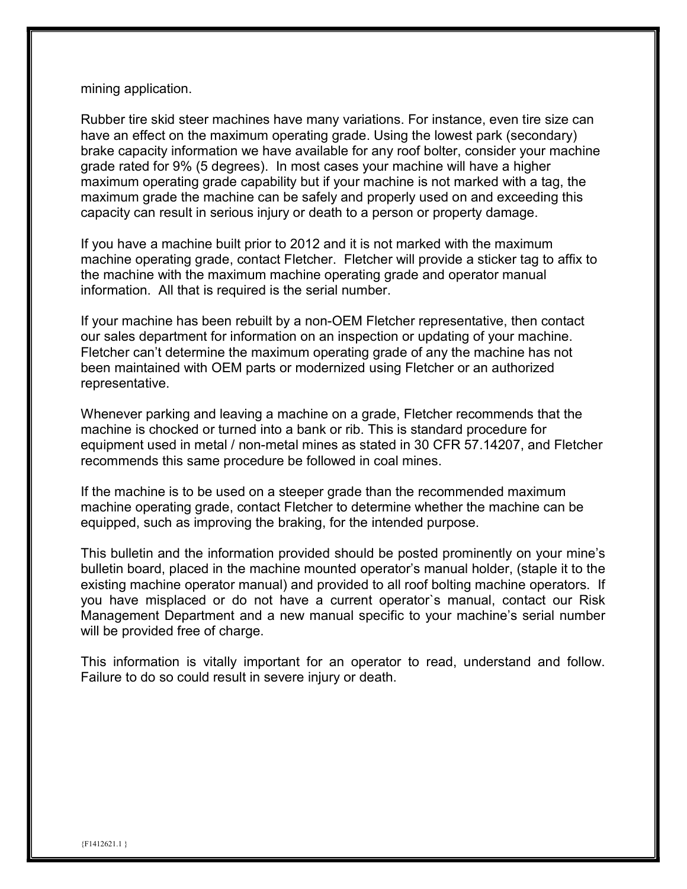mining application.

Rubber tire skid steer machines have many variations. For instance, even tire size can have an effect on the maximum operating grade. Using the lowest park (secondary) brake capacity information we have available for any roof bolter, consider your machine grade rated for 9% (5 degrees). In most cases your machine will have a higher maximum operating grade capability but if your machine is not marked with a tag, the maximum grade the machine can be safely and properly used on and exceeding this capacity can result in serious injury or death to a person or property damage.

If you have a machine built prior to 2012 and it is not marked with the maximum machine operating grade, contact Fletcher. Fletcher will provide a sticker tag to affix to the machine with the maximum machine operating grade and operator manual information. All that is required is the serial number.

If your machine has been rebuilt by a non-OEM Fletcher representative, then contact our sales department for information on an inspection or updating of your machine. Fletcher can't determine the maximum operating grade of any the machine has not been maintained with OEM parts or modernized using Fletcher or an authorized representative.

Whenever parking and leaving a machine on a grade, Fletcher recommends that the machine is chocked or turned into a bank or rib. This is standard procedure for equipment used in metal / non-metal mines as stated in 30 CFR 57.14207, and Fletcher recommends this same procedure be followed in coal mines.

If the machine is to be used on a steeper grade than the recommended maximum machine operating grade, contact Fletcher to determine whether the machine can be equipped, such as improving the braking, for the intended purpose.

This bulletin and the information provided should be posted prominently on your mine's bulletin board, placed in the machine mounted operator's manual holder, (staple it to the existing machine operator manual) and provided to all roof bolting machine operators. If you have misplaced or do not have a current operator`s manual, contact our Risk Management Department and a new manual specific to your machine's serial number will be provided free of charge.

This information is vitally important for an operator to read, understand and follow. Failure to do so could result in severe injury or death.

{F1412621.1 }